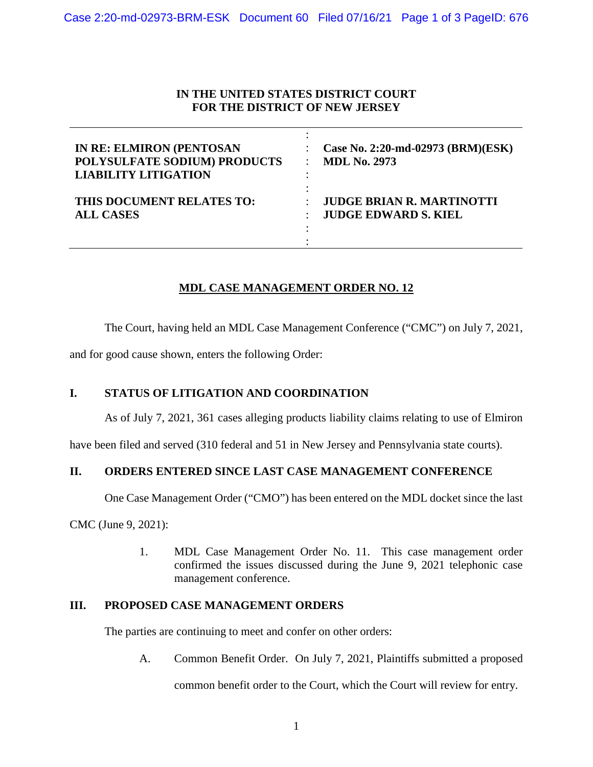**IN THE UNITED STATES DISTRICT COURT**
**FOR THE DISTRICT OF NEW JERSEY**

| | | |
|---|---|---|
| **IN RE: ELMIRON (PENTOSAN POLYSULFATE SODIUM) PRODUCTS LIABILITY LITIGATION** | : | **Case No. 2:20-md-02973 (BRM)(ESK)** **MDL No. 2973** |
| **THIS DOCUMENT RELATES TO: ALL CASES** | : | **JUDGE BRIAN R. MARTINOTTI** **JUDGE EDWARD S. KIEL** |

**MDL CASE MANAGEMENT ORDER NO. 12**

The Court, having held an MDL Case Management Conference ("CMC") on July 7, 2021, and for good cause shown, enters the following Order:

## I. STATUS OF LITIGATION AND COORDINATION

As of July 7, 2021, 361 cases alleging products liability claims relating to use of Elmiron have been filed and served (310 federal and 51 in New Jersey and Pennsylvania state courts).

## II. ORDERS ENTERED SINCE LAST CASE MANAGEMENT CONFERENCE

One Case Management Order ("CMO") has been entered on the MDL docket since the last CMC (June 9, 2021):

1. MDL Case Management Order No. 11. This case management order confirmed the issues discussed during the June 9, 2021 telephonic case management conference.

## III. PROPOSED CASE MANAGEMENT ORDERS

The parties are continuing to meet and confer on other orders:

A. Common Benefit Order. On July 7, 2021, Plaintiffs submitted a proposed common benefit order to the Court, which the Court will review for entry.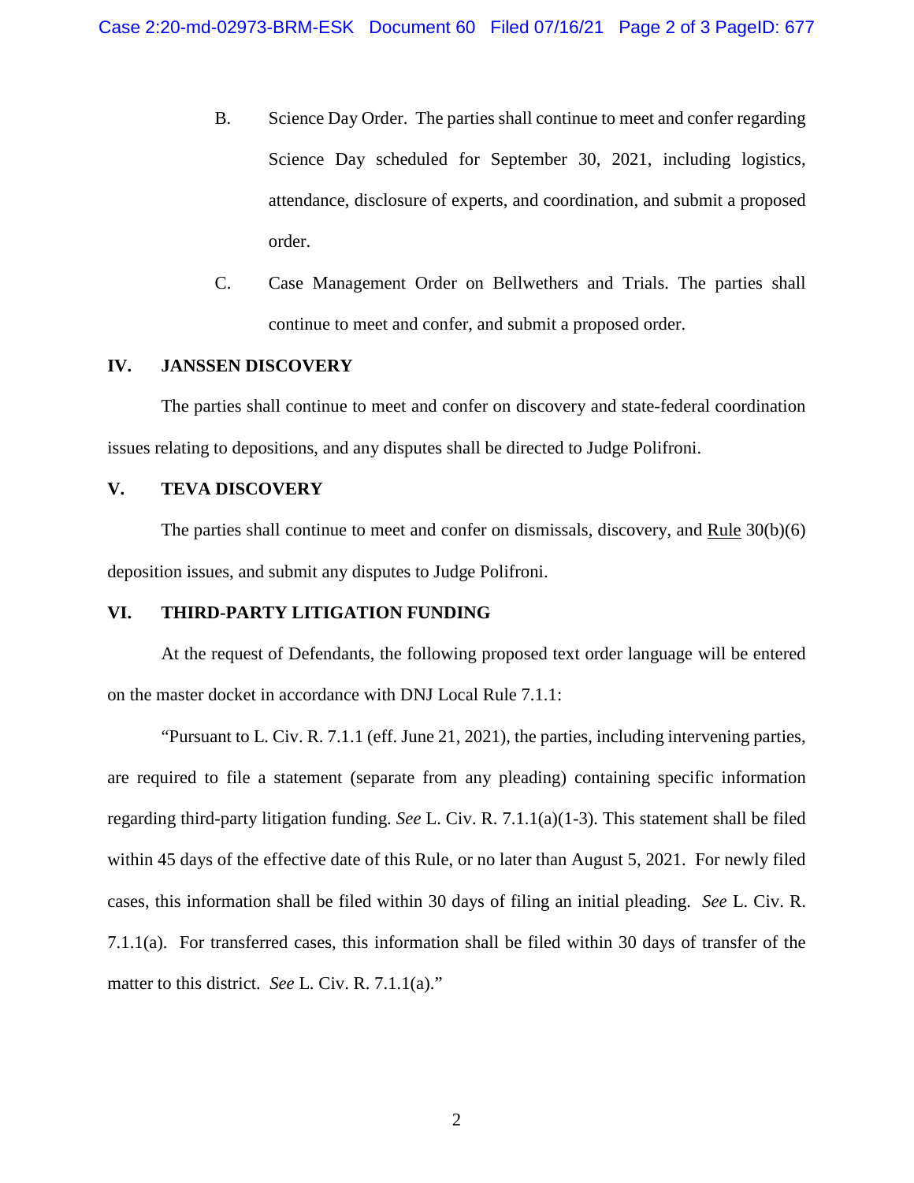B. Science Day Order. The parties shall continue to meet and confer regarding Science Day scheduled for September 30, 2021, including logistics, attendance, disclosure of experts, and coordination, and submit a proposed order.

C. Case Management Order on Bellwethers and Trials. The parties shall continue to meet and confer, and submit a proposed order.

## IV. JANSSEN DISCOVERY

The parties shall continue to meet and confer on discovery and state-federal coordination issues relating to depositions, and any disputes shall be directed to Judge Polifroni.

## V. TEVA DISCOVERY

The parties shall continue to meet and confer on dismissals, discovery, and Rule 30(b)(6) deposition issues, and submit any disputes to Judge Polifroni.

## VI. THIRD-PARTY LITIGATION FUNDING

At the request of Defendants, the following proposed text order language will be entered on the master docket in accordance with DNJ Local Rule 7.1.1:

"Pursuant to L. Civ. R. 7.1.1 (eff. June 21, 2021), the parties, including intervening parties, are required to file a statement (separate from any pleading) containing specific information regarding third-party litigation funding. *See* L. Civ. R. 7.1.1(a)(1-3). This statement shall be filed within 45 days of the effective date of this Rule, or no later than August 5, 2021. For newly filed cases, this information shall be filed within 30 days of filing an initial pleading. *See* L. Civ. R. 7.1.1(a). For transferred cases, this information shall be filed within 30 days of transfer of the matter to this district. *See* L. Civ. R. 7.1.1(a)."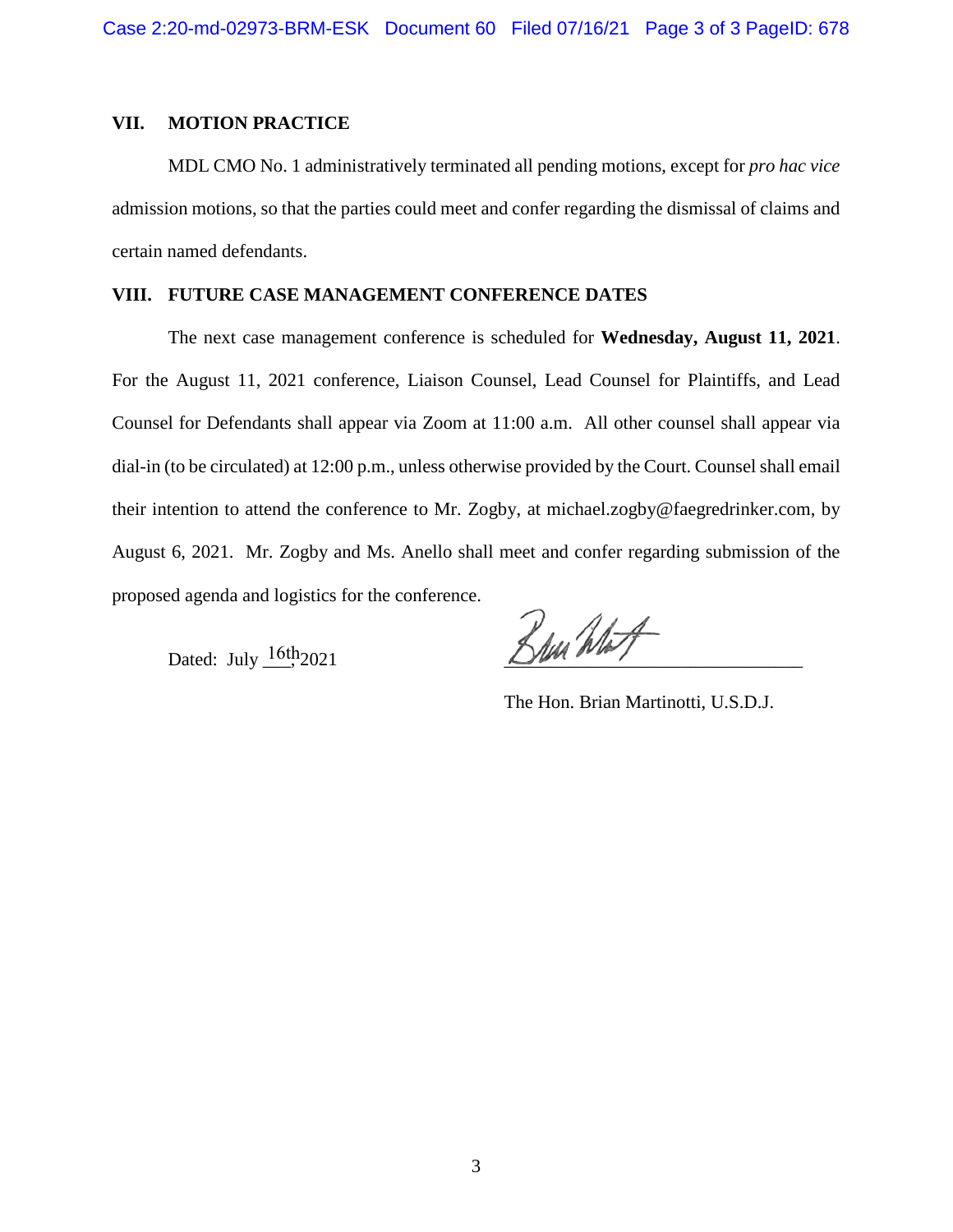## VII. MOTION PRACTICE

MDL CMO No. 1 administratively terminated all pending motions, except for *pro hac vice* admission motions, so that the parties could meet and confer regarding the dismissal of claims and certain named defendants.

## VIII. FUTURE CASE MANAGEMENT CONFERENCE DATES

The next case management conference is scheduled for **Wednesday, August 11, 2021**. For the August 11, 2021 conference, Liaison Counsel, Lead Counsel for Plaintiffs, and Lead Counsel for Defendants shall appear via Zoom at 11:00 a.m. All other counsel shall appear via dial-in (to be circulated) at 12:00 p.m., unless otherwise provided by the Court. Counsel shall email their intention to attend the conference to Mr. Zogby, at michael.zogby@faegredrinker.com, by August 6, 2021. Mr. Zogby and Ms. Anello shall meet and confer regarding submission of the proposed agenda and logistics for the conference.

Dated: July 16th, 2021

The Hon. Brian Martinotti, U.S.D.J.